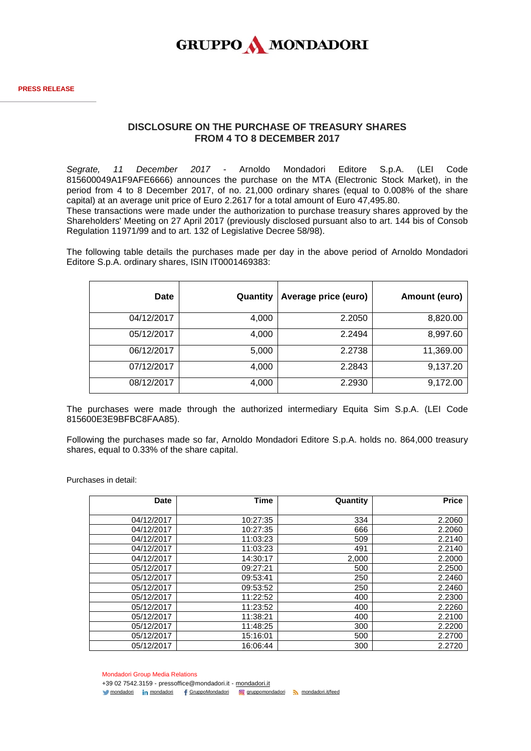GRUPPO MONDADORI

PRESS RELEASE

## DISCLOSURE ON THE PURCHASE OF TREASURY SHARES FROM 4 TO 8 DECEMBER 2017

*Segrate, 11 December 2017* - Arnoldo Mondadori Editore S.p.A. (LEI Code 815600049A1F9AFE6666) announces the purchase on the MTA (Electronic Stock Market), in the period from 4 to 8 December 2017, of no. 21,000 ordinary shares (equal to 0.008% of the share capital) at an average unit price of Euro 2.2617 for a total amount of Euro 47,495.80.
These transactions were made under the authorization to purchase treasury shares approved by the Shareholders' Meeting on 27 April 2017 (previously disclosed pursuant also to art. 144 bis of Consob Regulation 11971/99 and to art. 132 of Legislative Decree 58/98).

The following table details the purchases made per day in the above period of Arnoldo Mondadori Editore S.p.A. ordinary shares, ISIN IT0001469383:

| Date | Quantity | Average price (euro) | Amount (euro) |
|---:|---:|---:|---:|
| 04/12/2017 | 4,000 | 2.2050 | 8,820.00 |
| 05/12/2017 | 4,000 | 2.2494 | 8,997.60 |
| 06/12/2017 | 5,000 | 2.2738 | 11,369.00 |
| 07/12/2017 | 4,000 | 2.2843 | 9,137.20 |
| 08/12/2017 | 4,000 | 2.2930 | 9,172.00 |

The purchases were made through the authorized intermediary Equita Sim S.p.A. (LEI Code 815600E3E9BFBC8FAA85).

Following the purchases made so far, Arnoldo Mondadori Editore S.p.A. holds no. 864,000 treasury shares, equal to 0.33% of the share capital.

Purchases in detail:

| Date | Time | Quantity | Price |
|---:|---:|---:|---:|
| 04/12/2017 | 10:27:35 | 334 | 2.2060 |
| 04/12/2017 | 10:27:35 | 666 | 2.2060 |
| 04/12/2017 | 11:03:23 | 509 | 2.2140 |
| 04/12/2017 | 11:03:23 | 491 | 2.2140 |
| 04/12/2017 | 14:30:17 | 2,000 | 2.2000 |
| 05/12/2017 | 09:27:21 | 500 | 2.2500 |
| 05/12/2017 | 09:53:41 | 250 | 2.2460 |
| 05/12/2017 | 09:53:52 | 250 | 2.2460 |
| 05/12/2017 | 11:22:52 | 400 | 2.2300 |
| 05/12/2017 | 11:23:52 | 400 | 2.2260 |
| 05/12/2017 | 11:38:21 | 400 | 2.2100 |
| 05/12/2017 | 11:48:25 | 300 | 2.2200 |
| 05/12/2017 | 15:16:01 | 500 | 2.2700 |
| 05/12/2017 | 16:06:44 | 300 | 2.2720 |

Mondadori Group Media Relations
+39 02 7542.3159 - pressoffice@mondadori.it - mondadori.it
mondadori mondadori GruppoMondadori gruppomondadori mondadori.it/feed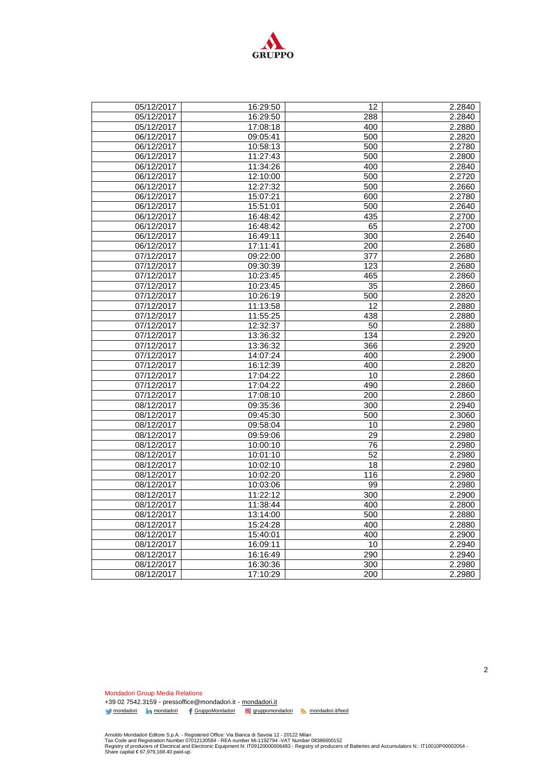| | | | |
|---|---|---|---|
| 05/12/2017 | 16:29:50 | 12 | 2.2840 |
| 05/12/2017 | 16:29:50 | 288 | 2.2840 |
| 05/12/2017 | 17:08:18 | 400 | 2.2880 |
| 06/12/2017 | 09:05:41 | 500 | 2.2820 |
| 06/12/2017 | 10:58:13 | 500 | 2.2780 |
| 06/12/2017 | 11:27:43 | 500 | 2.2800 |
| 06/12/2017 | 11:34:26 | 400 | 2.2840 |
| 06/12/2017 | 12:10:00 | 500 | 2.2720 |
| 06/12/2017 | 12:27:32 | 500 | 2.2660 |
| 06/12/2017 | 15:07:21 | 600 | 2.2780 |
| 06/12/2017 | 15:51:01 | 500 | 2.2640 |
| 06/12/2017 | 16:48:42 | 435 | 2.2700 |
| 06/12/2017 | 16:48:42 | 65 | 2.2700 |
| 06/12/2017 | 16:49:11 | 300 | 2.2640 |
| 06/12/2017 | 17:11:41 | 200 | 2.2680 |
| 07/12/2017 | 09:22:00 | 377 | 2.2680 |
| 07/12/2017 | 09:30:39 | 123 | 2.2680 |
| 07/12/2017 | 10:23:45 | 465 | 2.2860 |
| 07/12/2017 | 10:23:45 | 35 | 2.2860 |
| 07/12/2017 | 10:26:19 | 500 | 2.2820 |
| 07/12/2017 | 11:13:58 | 12 | 2.2880 |
| 07/12/2017 | 11:55:25 | 438 | 2.2880 |
| 07/12/2017 | 12:32:37 | 50 | 2.2880 |
| 07/12/2017 | 13:36:32 | 134 | 2.2920 |
| 07/12/2017 | 13:36:32 | 366 | 2.2920 |
| 07/12/2017 | 14:07:24 | 400 | 2.2900 |
| 07/12/2017 | 16:12:39 | 400 | 2.2820 |
| 07/12/2017 | 17:04:22 | 10 | 2.2860 |
| 07/12/2017 | 17:04:22 | 490 | 2.2860 |
| 07/12/2017 | 17:08:10 | 200 | 2.2860 |
| 08/12/2017 | 09:35:36 | 300 | 2.2940 |
| 08/12/2017 | 09:45:30 | 500 | 2.3060 |
| 08/12/2017 | 09:58:04 | 10 | 2.2980 |
| 08/12/2017 | 09:59:06 | 29 | 2.2980 |
| 08/12/2017 | 10:00:10 | 76 | 2.2980 |
| 08/12/2017 | 10:01:10 | 52 | 2.2980 |
| 08/12/2017 | 10:02:10 | 18 | 2.2980 |
| 08/12/2017 | 10:02:20 | 116 | 2.2980 |
| 08/12/2017 | 10:03:06 | 99 | 2.2980 |
| 08/12/2017 | 11:22:12 | 300 | 2.2900 |
| 08/12/2017 | 11:38:44 | 400 | 2.2800 |
| 08/12/2017 | 13:14:00 | 500 | 2.2880 |
| 08/12/2017 | 15:24:28 | 400 | 2.2880 |
| 08/12/2017 | 15:40:01 | 400 | 2.2900 |
| 08/12/2017 | 16:09:11 | 10 | 2.2940 |
| 08/12/2017 | 16:16:49 | 290 | 2.2940 |
| 08/12/2017 | 16:30:36 | 300 | 2.2980 |
| 08/12/2017 | 17:10:29 | 200 | 2.2980 |

Mondadori Group Media Relations
+39 02 7542.3159 - pressoffice@mondadori.it - mondadori.it
mondadori mondadori GruppoMondadori gruppomondadori mondadori.it/feed

Arnoldo Mondadori Editore S.p.A. - Registered Office: Via Bianca di Savoia 12 - 20122 Milan
Tax Code and Registration Number 07012130584 - REA number Mi-1192794 -VAT Number 08386600152
Registry of producers of Electrical and Electronic Equipment N: IT09120000006483 - Registry of producers of Batteries and Accumulators N.: IT10010P00002054 -
Share capital € 67,979,168.40 paid-up.